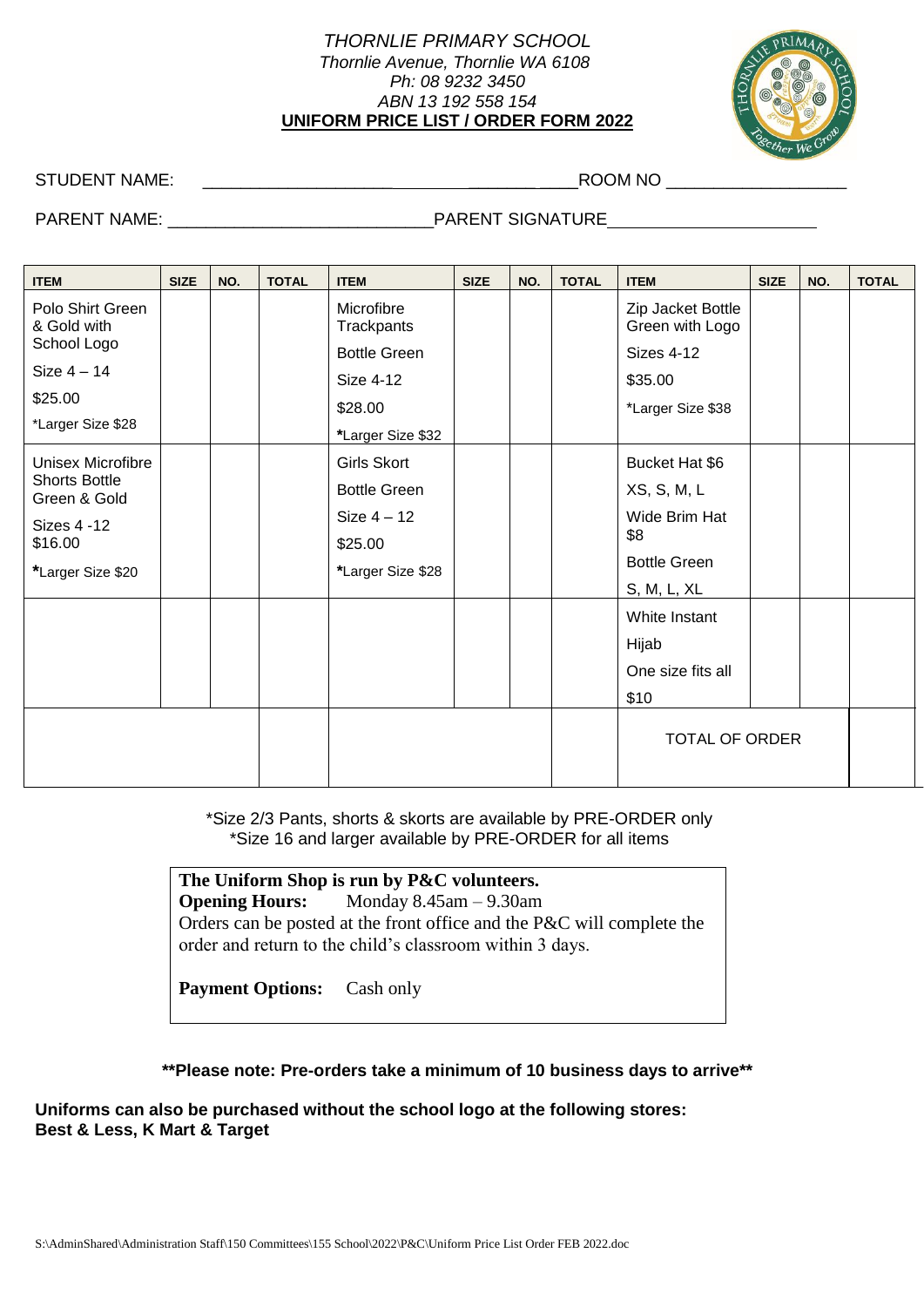*THORNLIE PRIMARY SCHOOL*
*Thornlie Avenue, Thornlie WA 6108*
*Ph: 08 9232 3450*
*ABN 13 192 558 154*

**UNIFORM PRICE LIST / ORDER FORM 2022**

STUDENT NAME: ______________________________________ ROOM NO __________________

PARENT NAME: ___________________________ PARENT SIGNATURE____________________

| ITEM | SIZE | NO. | TOTAL | ITEM | SIZE | NO. | TOTAL | ITEM | SIZE | NO. | TOTAL |
|---|---|---|---|---|---|---|---|---|---|---|---|
| Polo Shirt Green & Gold with School Logo<br>Size 4 – 14<br>$25.00<br>*Larger Size $28 | | | | Microfibre Trackpants<br>Bottle Green<br>Size 4-12<br>$28.00<br>*Larger Size $32 | | | | Zip Jacket Bottle Green with Logo<br>Sizes 4-12<br>$35.00<br>*Larger Size $38 | | | |
| Unisex Microfibre Shorts Bottle Green & Gold<br>Sizes 4 -12<br>$16.00<br>*Larger Size $20 | | | | Girls Skort<br>Bottle Green<br>Size 4 – 12<br>$25.00<br>*Larger Size $28 | | | | Bucket Hat $6<br>XS, S, M, L<br>Wide Brim Hat $8<br>Bottle Green<br>S, M, L, XL | | | |
| | | | | | | | | White Instant Hijab<br>One size fits all<br>$10 | | | |
| | | | | | | | | TOTAL OF ORDER | | | |

*Size 2/3 Pants, shorts & skorts are available by PRE-ORDER only
*Size 16 and larger available by PRE-ORDER for all items

**The Uniform Shop is run by P&C volunteers.**
**Opening Hours:** Monday 8.45am – 9.30am
Orders can be posted at the front office and the P&C will complete the order and return to the child's classroom within 3 days.

**Payment Options:** Cash only

****Please note: Pre-orders take a minimum of 10 business days to arrive****

**Uniforms can also be purchased without the school logo at the following stores:**
**Best & Less, K Mart & Target**

S:\AdminShared\Administration Staff\150 Committees\155 School\2022\P&C\Uniform Price List Order FEB 2022.doc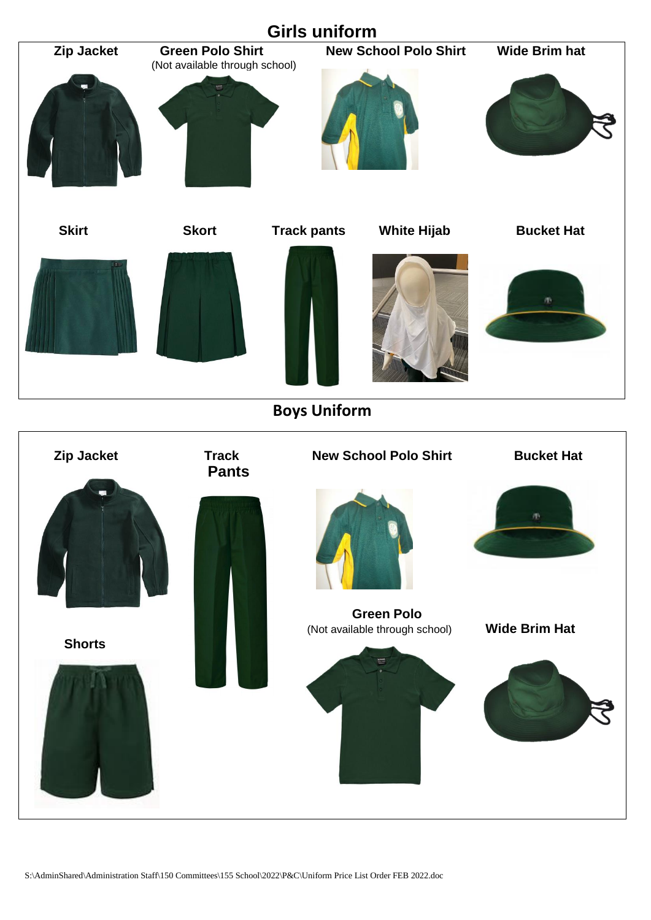## Girls uniform

**Zip Jacket**

**Green Polo Shirt**
(Not available through school)

**New School Polo Shirt**

**Wide Brim hat**

**Skirt**

**Skort**

**Track pants**

**White Hijab**

**Bucket Hat**

## Boys Uniform

**Zip Jacket**

**Track Pants**

**New School Polo Shirt**

**Bucket Hat**

**Green Polo**
(Not available through school)

**Wide Brim Hat**

**Shorts**

S:\AdminShared\Administration Staff\150 Committees\155 School\2022\P&C\Uniform Price List Order FEB 2022.doc